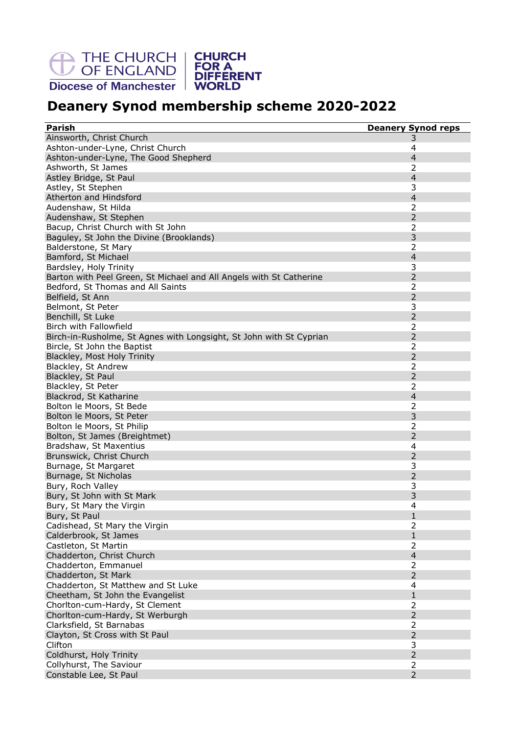THE CHURCH OF ENGLAND | CHURCH FOR A DIFFERENT WORLD
Diocese of Manchester

# Deanery Synod membership scheme 2020-2022

| Parish | Deanery Synod reps |
|---|---|
| Ainsworth, Christ Church | 3 |
| Ashton-under-Lyne, Christ Church | 4 |
| Ashton-under-Lyne, The Good Shepherd | 4 |
| Ashworth, St James | 2 |
| Astley Bridge, St Paul | 4 |
| Astley, St Stephen | 3 |
| Atherton and Hindsford | 4 |
| Audenshaw, St Hilda | 2 |
| Audenshaw, St Stephen | 2 |
| Bacup, Christ Church with St John | 2 |
| Baguley, St John the Divine (Brooklands) | 3 |
| Balderstone, St Mary | 2 |
| Bamford, St Michael | 4 |
| Bardsley, Holy Trinity | 3 |
| Barton with Peel Green, St Michael and All Angels with St Catherine | 2 |
| Bedford, St Thomas and All Saints | 2 |
| Belfield, St Ann | 2 |
| Belmont, St Peter | 3 |
| Benchill, St Luke | 2 |
| Birch with Fallowfield | 2 |
| Birch-in-Rusholme, St Agnes with Longsight, St John with St Cyprian | 2 |
| Bircle, St John the Baptist | 2 |
| Blackley, Most Holy Trinity | 2 |
| Blackley, St Andrew | 2 |
| Blackley, St Paul | 2 |
| Blackley, St Peter | 2 |
| Blackrod, St Katharine | 4 |
| Bolton le Moors, St Bede | 2 |
| Bolton le Moors, St Peter | 3 |
| Bolton le Moors, St Philip | 2 |
| Bolton, St James (Breightmet) | 2 |
| Bradshaw, St Maxentius | 4 |
| Brunswick, Christ Church | 2 |
| Burnage, St Margaret | 3 |
| Burnage, St Nicholas | 2 |
| Bury, Roch Valley | 3 |
| Bury, St John with St Mark | 3 |
| Bury, St Mary the Virgin | 4 |
| Bury, St Paul | 1 |
| Cadishead, St Mary the Virgin | 2 |
| Calderbrook, St James | 1 |
| Castleton, St Martin | 2 |
| Chadderton, Christ Church | 4 |
| Chadderton, Emmanuel | 2 |
| Chadderton, St Mark | 2 |
| Chadderton, St Matthew and St Luke | 4 |
| Cheetham, St John the Evangelist | 1 |
| Chorlton-cum-Hardy, St Clement | 2 |
| Chorlton-cum-Hardy, St Werburgh | 2 |
| Clarksfield, St Barnabas | 2 |
| Clayton, St Cross with St Paul | 2 |
| Clifton | 3 |
| Coldhurst, Holy Trinity | 2 |
| Collyhurst, The Saviour | 2 |
| Constable Lee, St Paul | 2 |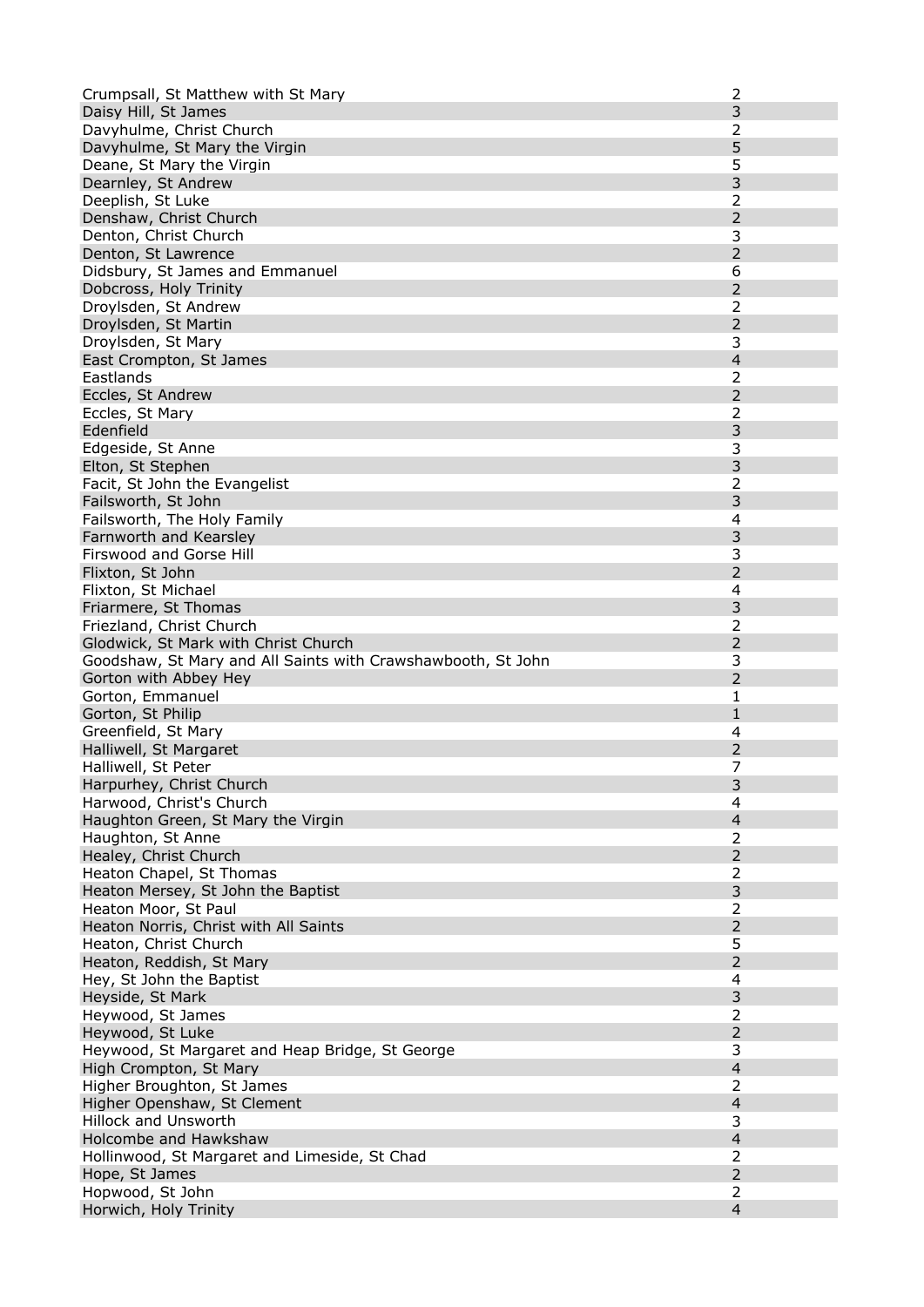| | |
|---|---|
| Crumpsall, St Matthew with St Mary | 2 |
| Daisy Hill, St James | 3 |
| Davyhulme, Christ Church | 2 |
| Davyhulme, St Mary the Virgin | 5 |
| Deane, St Mary the Virgin | 5 |
| Dearnley, St Andrew | 3 |
| Deeplish, St Luke | 2 |
| Denshaw, Christ Church | 2 |
| Denton, Christ Church | 3 |
| Denton, St Lawrence | 2 |
| Didsbury, St James and Emmanuel | 6 |
| Dobcross, Holy Trinity | 2 |
| Droylsden, St Andrew | 2 |
| Droylsden, St Martin | 2 |
| Droylsden, St Mary | 3 |
| East Crompton, St James | 4 |
| Eastlands | 2 |
| Eccles, St Andrew | 2 |
| Eccles, St Mary | 2 |
| Edenfield | 3 |
| Edgeside, St Anne | 3 |
| Elton, St Stephen | 3 |
| Facit, St John the Evangelist | 2 |
| Failsworth, St John | 3 |
| Failsworth, The Holy Family | 4 |
| Farnworth and Kearsley | 3 |
| Firswood and Gorse Hill | 3 |
| Flixton, St John | 2 |
| Flixton, St Michael | 4 |
| Friarmere, St Thomas | 3 |
| Friezland, Christ Church | 2 |
| Glodwick, St Mark with Christ Church | 2 |
| Goodshaw, St Mary and All Saints with Crawshawbooth, St John | 3 |
| Gorton with Abbey Hey | 2 |
| Gorton, Emmanuel | 1 |
| Gorton, St Philip | 1 |
| Greenfield, St Mary | 4 |
| Halliwell, St Margaret | 2 |
| Halliwell, St Peter | 7 |
| Harpurhey, Christ Church | 3 |
| Harwood, Christ's Church | 4 |
| Haughton Green, St Mary the Virgin | 4 |
| Haughton, St Anne | 2 |
| Healey, Christ Church | 2 |
| Heaton Chapel, St Thomas | 2 |
| Heaton Mersey, St John the Baptist | 3 |
| Heaton Moor, St Paul | 2 |
| Heaton Norris, Christ with All Saints | 2 |
| Heaton, Christ Church | 5 |
| Heaton, Reddish, St Mary | 2 |
| Hey, St John the Baptist | 4 |
| Heyside, St Mark | 3 |
| Heywood, St James | 2 |
| Heywood, St Luke | 2 |
| Heywood, St Margaret and Heap Bridge, St George | 3 |
| High Crompton, St Mary | 4 |
| Higher Broughton, St James | 2 |
| Higher Openshaw, St Clement | 4 |
| Hillock and Unsworth | 3 |
| Holcombe and Hawkshaw | 4 |
| Hollinwood, St Margaret and Limeside, St Chad | 2 |
| Hope, St James | 2 |
| Hopwood, St John | 2 |
| Horwich, Holy Trinity | 4 |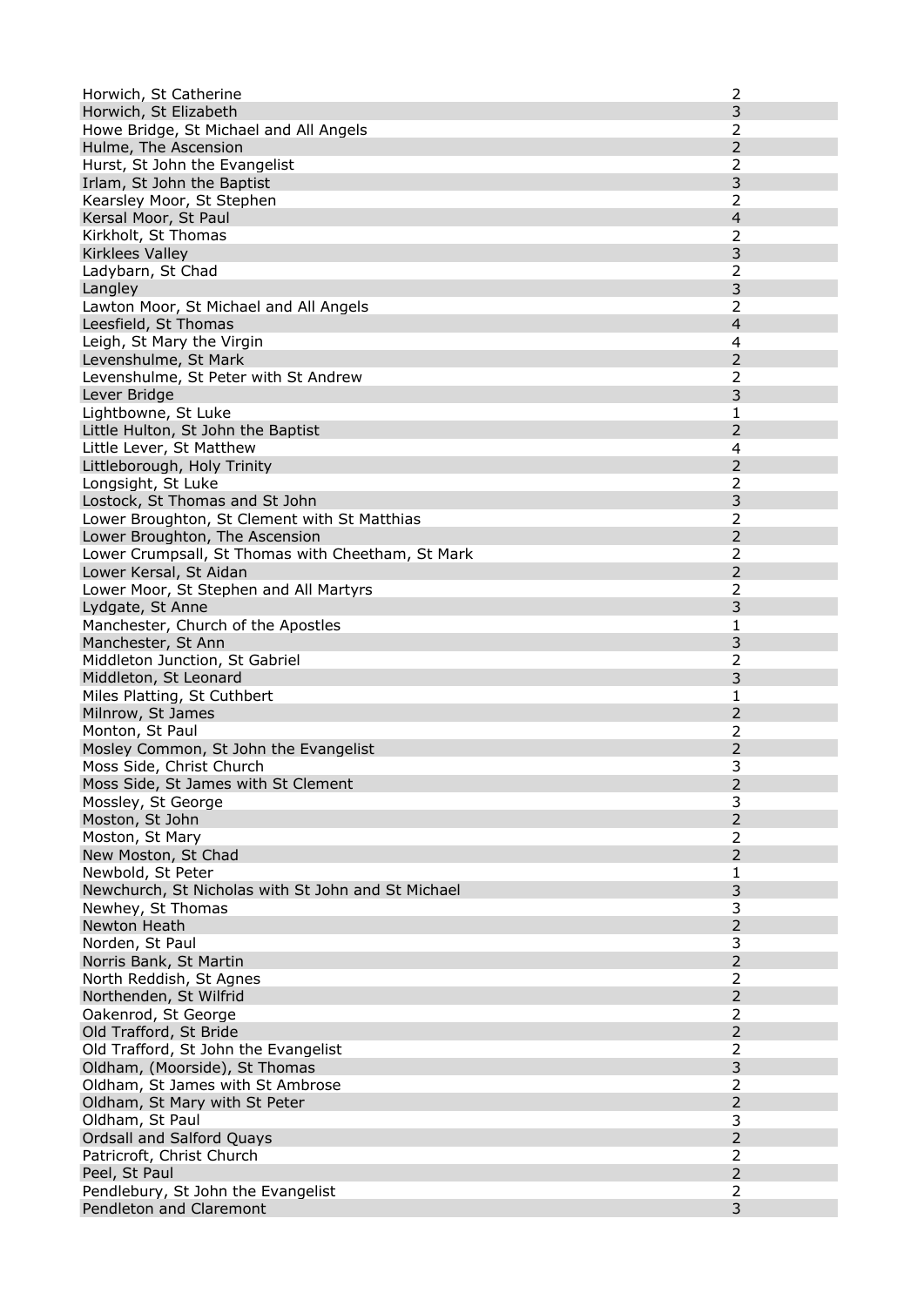| | |
|---|---|
| Horwich, St Catherine | 2 |
| Horwich, St Elizabeth | 3 |
| Howe Bridge, St Michael and All Angels | 2 |
| Hulme, The Ascension | 2 |
| Hurst, St John the Evangelist | 2 |
| Irlam, St John the Baptist | 3 |
| Kearsley Moor, St Stephen | 2 |
| Kersal Moor, St Paul | 4 |
| Kirkholt, St Thomas | 2 |
| Kirklees Valley | 3 |
| Ladybarn, St Chad | 2 |
| Langley | 3 |
| Lawton Moor, St Michael and All Angels | 2 |
| Leesfield, St Thomas | 4 |
| Leigh, St Mary the Virgin | 4 |
| Levenshulme, St Mark | 2 |
| Levenshulme, St Peter with St Andrew | 2 |
| Lever Bridge | 3 |
| Lightbowne, St Luke | 1 |
| Little Hulton, St John the Baptist | 2 |
| Little Lever, St Matthew | 4 |
| Littleborough, Holy Trinity | 2 |
| Longsight, St Luke | 2 |
| Lostock, St Thomas and St John | 3 |
| Lower Broughton, St Clement with St Matthias | 2 |
| Lower Broughton, The Ascension | 2 |
| Lower Crumpsall, St Thomas with Cheetham, St Mark | 2 |
| Lower Kersal, St Aidan | 2 |
| Lower Moor, St Stephen and All Martyrs | 2 |
| Lydgate, St Anne | 3 |
| Manchester, Church of the Apostles | 1 |
| Manchester, St Ann | 3 |
| Middleton Junction, St Gabriel | 2 |
| Middleton, St Leonard | 3 |
| Miles Platting, St Cuthbert | 1 |
| Milnrow, St James | 2 |
| Monton, St Paul | 2 |
| Mosley Common, St John the Evangelist | 2 |
| Moss Side, Christ Church | 3 |
| Moss Side, St James with St Clement | 2 |
| Mossley, St George | 3 |
| Moston, St John | 2 |
| Moston, St Mary | 2 |
| New Moston, St Chad | 2 |
| Newbold, St Peter | 1 |
| Newchurch, St Nicholas with St John and St Michael | 3 |
| Newhey, St Thomas | 3 |
| Newton Heath | 2 |
| Norden, St Paul | 3 |
| Norris Bank, St Martin | 2 |
| North Reddish, St Agnes | 2 |
| Northenden, St Wilfrid | 2 |
| Oakenrod, St George | 2 |
| Old Trafford, St Bride | 2 |
| Old Trafford, St John the Evangelist | 2 |
| Oldham, (Moorside), St Thomas | 3 |
| Oldham, St James with St Ambrose | 2 |
| Oldham, St Mary with St Peter | 2 |
| Oldham, St Paul | 3 |
| Ordsall and Salford Quays | 2 |
| Patricroft, Christ Church | 2 |
| Peel, St Paul | 2 |
| Pendlebury, St John the Evangelist | 2 |
| Pendleton and Claremont | 3 |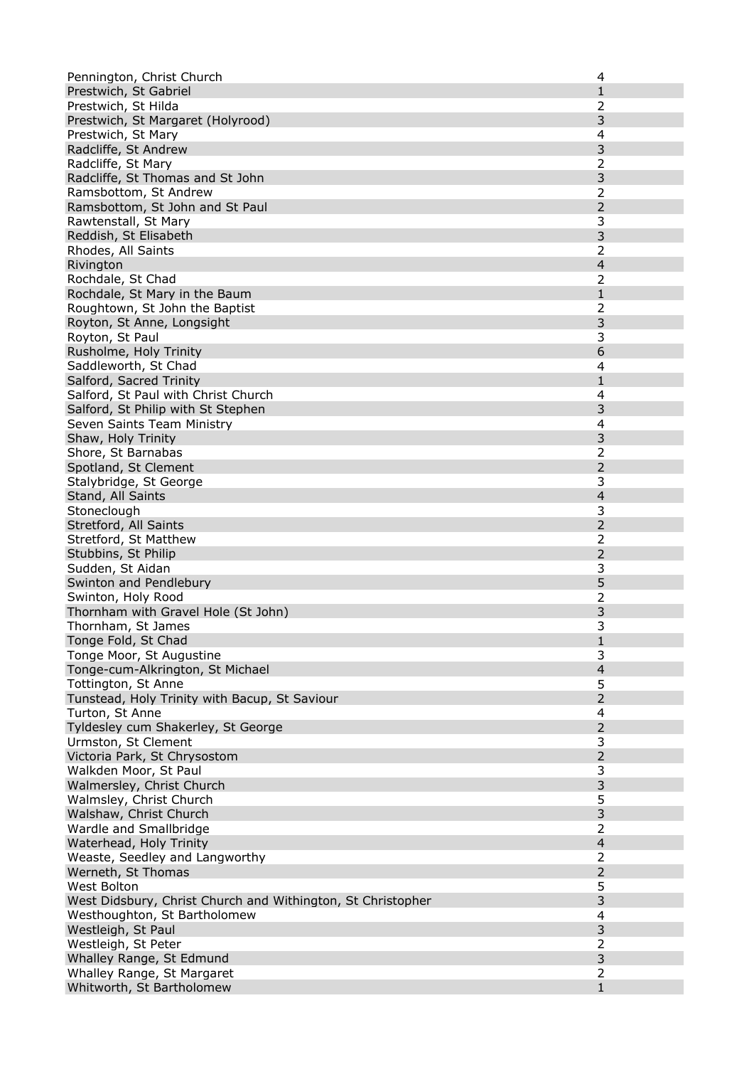| | |
|---|---|
| Pennington, Christ Church | 4 |
| Prestwich, St Gabriel | 1 |
| Prestwich, St Hilda | 2 |
| Prestwich, St Margaret (Holyrood) | 3 |
| Prestwich, St Mary | 4 |
| Radcliffe, St Andrew | 3 |
| Radcliffe, St Mary | 2 |
| Radcliffe, St Thomas and St John | 3 |
| Ramsbottom, St Andrew | 2 |
| Ramsbottom, St John and St Paul | 2 |
| Rawtenstall, St Mary | 3 |
| Reddish, St Elisabeth | 3 |
| Rhodes, All Saints | 2 |
| Rivington | 4 |
| Rochdale, St Chad | 2 |
| Rochdale, St Mary in the Baum | 1 |
| Roughtown, St John the Baptist | 2 |
| Royton, St Anne, Longsight | 3 |
| Royton, St Paul | 3 |
| Rusholme, Holy Trinity | 6 |
| Saddleworth, St Chad | 4 |
| Salford, Sacred Trinity | 1 |
| Salford, St Paul with Christ Church | 4 |
| Salford, St Philip with St Stephen | 3 |
| Seven Saints Team Ministry | 4 |
| Shaw, Holy Trinity | 3 |
| Shore, St Barnabas | 2 |
| Spotland, St Clement | 2 |
| Stalybridge, St George | 3 |
| Stand, All Saints | 4 |
| Stoneclough | 3 |
| Stretford, All Saints | 2 |
| Stretford, St Matthew | 2 |
| Stubbins, St Philip | 2 |
| Sudden, St Aidan | 3 |
| Swinton and Pendlebury | 5 |
| Swinton, Holy Rood | 2 |
| Thornham with Gravel Hole (St John) | 3 |
| Thornham, St James | 3 |
| Tonge Fold, St Chad | 1 |
| Tonge Moor, St Augustine | 3 |
| Tonge-cum-Alkrington, St Michael | 4 |
| Tottington, St Anne | 5 |
| Tunstead, Holy Trinity with Bacup, St Saviour | 2 |
| Turton, St Anne | 4 |
| Tyldesley cum Shakerley, St George | 2 |
| Urmston, St Clement | 3 |
| Victoria Park, St Chrysostom | 2 |
| Walkden Moor, St Paul | 3 |
| Walmersley, Christ Church | 3 |
| Walmsley, Christ Church | 5 |
| Walshaw, Christ Church | 3 |
| Wardle and Smallbridge | 2 |
| Waterhead, Holy Trinity | 4 |
| Weaste, Seedley and Langworthy | 2 |
| Werneth, St Thomas | 2 |
| West Bolton | 5 |
| West Didsbury, Christ Church and Withington, St Christopher | 3 |
| Westhoughton, St Bartholomew | 4 |
| Westleigh, St Paul | 3 |
| Westleigh, St Peter | 2 |
| Whalley Range, St Edmund | 3 |
| Whalley Range, St Margaret | 2 |
| Whitworth, St Bartholomew | 1 |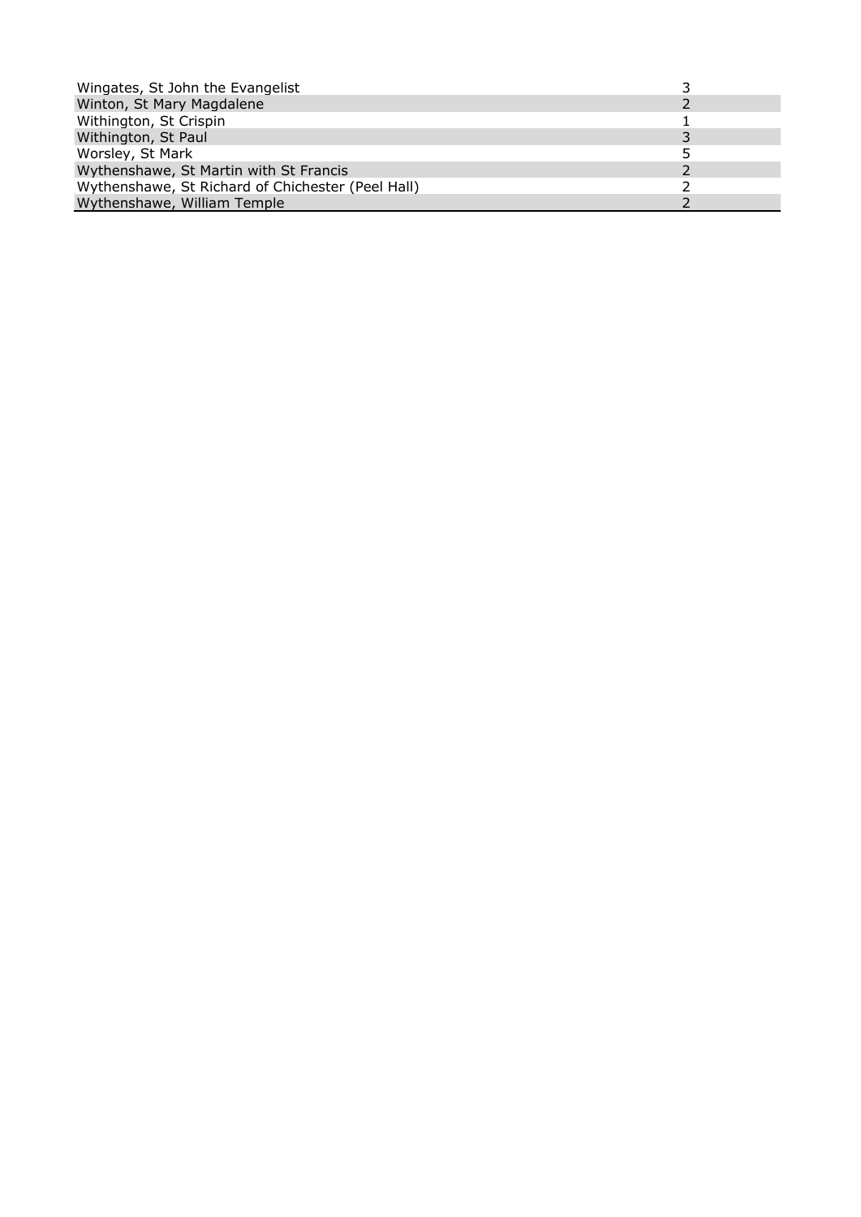| | |
|---|---|
| Wingates, St John the Evangelist | 3 |
| Winton, St Mary Magdalene | 2 |
| Withington, St Crispin | 1 |
| Withington, St Paul | 3 |
| Worsley, St Mark | 5 |
| Wythenshawe, St Martin with St Francis | 2 |
| Wythenshawe, St Richard of Chichester (Peel Hall) | 2 |
| Wythenshawe, William Temple | 2 |